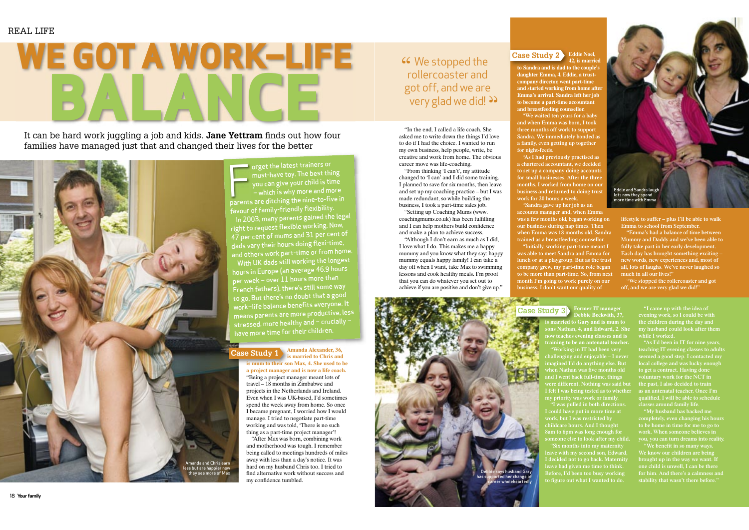# WE GOT A WORK–LIFE BALANCE

It can be hard work juggling a job and kids. **Jane Yettram** finds out how four families have managed just that and changed their lives for the better

Forget the latest trainers or must-have toy. The best thing you can give your child is time – which is why more and more parents are ditching the nine-to-five in favour of family-friendly flexibility.

In 2003, many parents gained the legal right to request flexible working. Now, 47 per cent of mums and 31 per cent of dads vary their hours doing flexi-time, and others work part-time or from home.

With UK dads still working the longest hours in Europe (an average 46.9 hours per week – over 11 hours more than French fathers), there's still some way to go. But there's no doubt that a good work–life balance benefits everyone. It means parents are more productive, less stressed, more healthy and – crucially – have more time for their children.

Amanda and Chris earn less but are happier now they see more of Max

## Case Study 1

**Amanda Alexander, 36, is married to Chris and is mum to their son Max, 4. She used to be a project manager and is now a life coach.**

"Being a project manager meant lots of travel – 18 months in Zimbabwe and projects in the Netherlands and Ireland. Even when I was UK-based, I'd sometimes spend the week away from home. So once I became pregnant, I worried how I would manage. I tried to negotiate part-time working and was told, 'There is no such thing as a part-time project manager'!

"After Max was born, combining work and motherhood was tough. I remember being called to meetings hundreds of miles away with less than a day's notice. It was hard on my husband Chris too. I tried to find alternative work without success and my confidence tumbled.

"In the end, I called a life coach. She asked me to write down the things I'd love to do if I had the choice. I wanted to run my own business, help people, write, be creative and work from home. The obvious career move was life-coaching.

"From thinking 'I can't', my attitude changed to 'I can' and I did some training. I planned to save for six months, then leave and set up my coaching practice – but I was made redundant, so while building the business, I took a part-time sales job.

"Setting up Coaching Mums (www.coachingmums.co.uk) has been fulfilling and I can help mothers build confidence and make a plan to achieve success.

"Although I don't earn as much as I did, I love what I do. This makes me a happy mummy and you know what they say: happy mummy equals happy family! I can take a day off when I want, take Max to swimming lessons and cook healthy meals. I'm proof that you can do whatever you set out to achieve if you are positive and don't give up."

> "We stopped the rollercoaster and got off, and we are very glad we did!"

## Case Study 2

**Eddie Noel, 42, is married to Sandra and is dad to the couple's daughter Emma, 4. Eddie, a trust-company director, went part-time and started working from home after Emma's arrival. Sandra left her job to become a part-time accountant and breastfeeding counsellor.**

"We waited ten years for a baby and when Emma was born, I took three months off work to support Sandra. We immediately bonded as a family, even getting up together for night-feeds.

"As I had previously practised as a chartered accountant, we decided to set up a company doing accounts for small businesses. After the three months, I worked from home on our business and returned to doing trust work for 20 hours a week.

"Sandra gave up her job as an accounts manager and, when Emma was a few months old, began working on our business during nap times. Then when Emma was 18 months old, Sandra trained as a breastfeeding counsellor.

"Initially, working part-time meant I was able to meet Sandra and Emma for lunch or at a playgroup. But as the trust company grew, my part-time role began to be more than part-time. So, from next month I'm going to work purely on our business. I don't want our quality of lifestyle to suffer – plus I'll be able to walk Emma to school from September.

"Emma's had a balance of time between Mummy and Daddy and we've been able to fully take part in her early development. Each day has brought something exciting – new words, new experiences and, most of all, lots of laughs. We've never laughed so much in all our lives!"

"We stopped the rollercoaster and got off, and we are very glad we did!"

Eddie and Sandra laugh lots now they spend more time with Emma

## Case Study 3

**Former IT manager Debbie Beckwith, 37, is married to Gary and is mum to sons Nathan, 4, and Edward, 2. She now teaches evening classes and is training to be an antenatal teacher.**

"Working in IT had been very challenging and enjoyable – I never imagined I'd do anything else. But when Nathan was five months old and I went back full-time, things were different. Nothing was said but I felt I was being tested as to whether my priority was work or family.

"I was pulled in both directions. I could have put in more time at work, but I was restricted by childcare hours. And I thought 8am to 6pm was long enough for someone else to look after my child.

"Six months into my maternity leave with my second son, Edward, I decided not to go back. Maternity leave had given me time to think. Before, I'd been too busy working to figure out what I wanted to do.

"I came up with the idea of evening work, so I could be with the children during the day and my husband could look after them while I worked.

"As I'd been in IT for nine years, teaching IT evening classes to adults seemed a good step. I contacted my local college and was lucky enough to get a contract. Having done voluntary work for the NCT in the past, I also decided to train as an antenatal teacher. Once I'm qualified, I will be able to schedule classes around family life.

"My husband has backed me completely, even changing his hours to be home in time for me to go to work. When someone believes in you, you can turn dreams into reality.

"We benefit in so many ways. We know our children are being brought up in the way we want. If one child is unwell, I can be there for him. And there's a calmness and stability that wasn't there before."

Debbie says husband Gary has supported her change of career wholeheartedly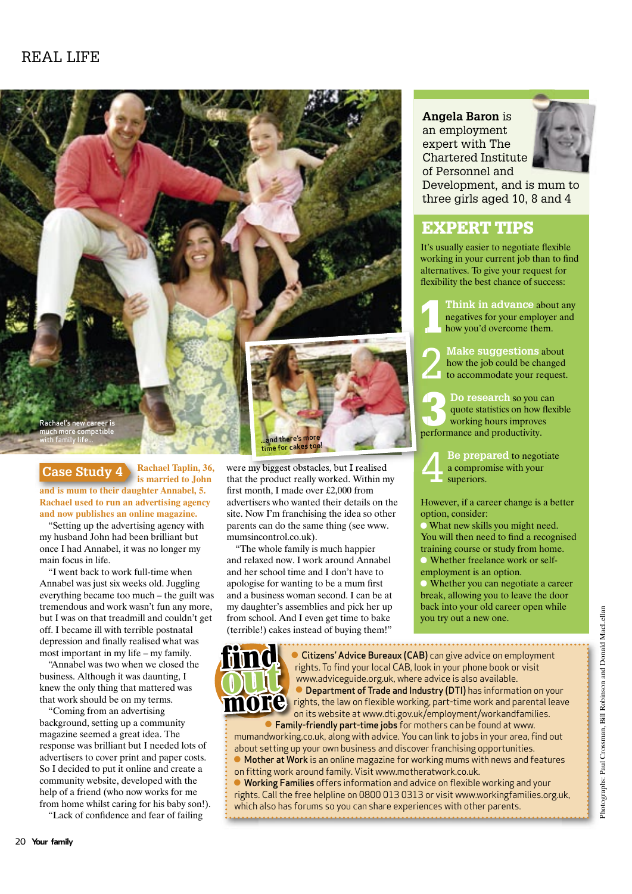Rachael's new career is much more compatible with family life...

...and there's more time for cakes too!

## Case Study 4

**Rachael Taplin, 36, is married to John and is mum to their daughter Annabel, 5. Rachael used to run an advertising agency and now publishes an online magazine.**

"Setting up the advertising agency with my husband John had been brilliant but once I had Annabel, it was no longer my main focus in life.

"I went back to work full-time when Annabel was just six weeks old. Juggling everything became too much – the guilt was tremendous and work wasn't fun any more, but I was on that treadmill and couldn't get off. I became ill with terrible postnatal depression and finally realised what was most important in my life – my family.

"Annabel was two when we closed the business. Although it was daunting, I knew the only thing that mattered was that work should be on my terms.

"Coming from an advertising background, setting up a community magazine seemed a great idea. The response was brilliant but I needed lots of advertisers to cover print and paper costs. So I decided to put it online and create a community website, developed with the help of a friend (who now works for me from home whilst caring for his baby son!).

"Lack of confidence and fear of failing were my biggest obstacles, but I realised that the product really worked. Within my first month, I made over £2,000 from advertisers who wanted their details on the site. Now I'm franchising the idea so other parents can do the same thing (see www.mumsincontrol.co.uk).

"The whole family is much happier and relaxed now. I work around Annabel and her school time and I don't have to apologise for wanting to be a mum first and a business woman second. I can be at my daughter's assemblies and pick her up from school. And I even get time to bake (terrible!) cakes instead of buying them!"

**Angela Baron** is an employment expert with The Chartered Institute of Personnel and Development, and is mum to three girls aged 10, 8 and 4

## EXPERT TIPS

It's usually easier to negotiate flexible working in your current job than to find alternatives. To give your request for flexibility the best chance of success:

1. **Think in advance** about any negatives for your employer and how you'd overcome them.
2. **Make suggestions** about how the job could be changed to accommodate your request.
3. **Do research** so you can quote statistics on how flexible working hours improves performance and productivity.
4. **Be prepared** to negotiate a compromise with your superiors.

However, if a career change is a better option, consider:

- What new skills you might need. You will then need to find a recognised training course or study from home.
- Whether freelance work or self-employment is an option.
- Whether you can negotiate a career break, allowing you to leave the door back into your old career open while you try out a new one.

## find out more

- **Citizens' Advice Bureaux (CAB)** can give advice on employment rights. To find your local CAB, look in your phone book or visit www.adviceguide.org.uk, where advice is also available.
- **Department of Trade and Industry (DTI)** has information on your rights, the law on flexible working, part-time work and parental leave on its website at www.dti.gov.uk/employment/workandfamilies.
- **Family-friendly part-time jobs** for mothers can be found at www.mumandworking.co.uk, along with advice. You can link to jobs in your area, find out about setting up your own business and discover franchising opportunities.
- **Mother at Work** is an online magazine for working mums with news and features on fitting work around family. Visit www.motheratwork.co.uk.
- **Working Families** offers information and advice on flexible working and your rights. Call the free helpline on 0800 013 0313 or visit www.workingfamilies.org.uk, which also has forums so you can share experiences with other parents.

Photographs: Paul Crossman, Bill Robinson and Donald MacLellan